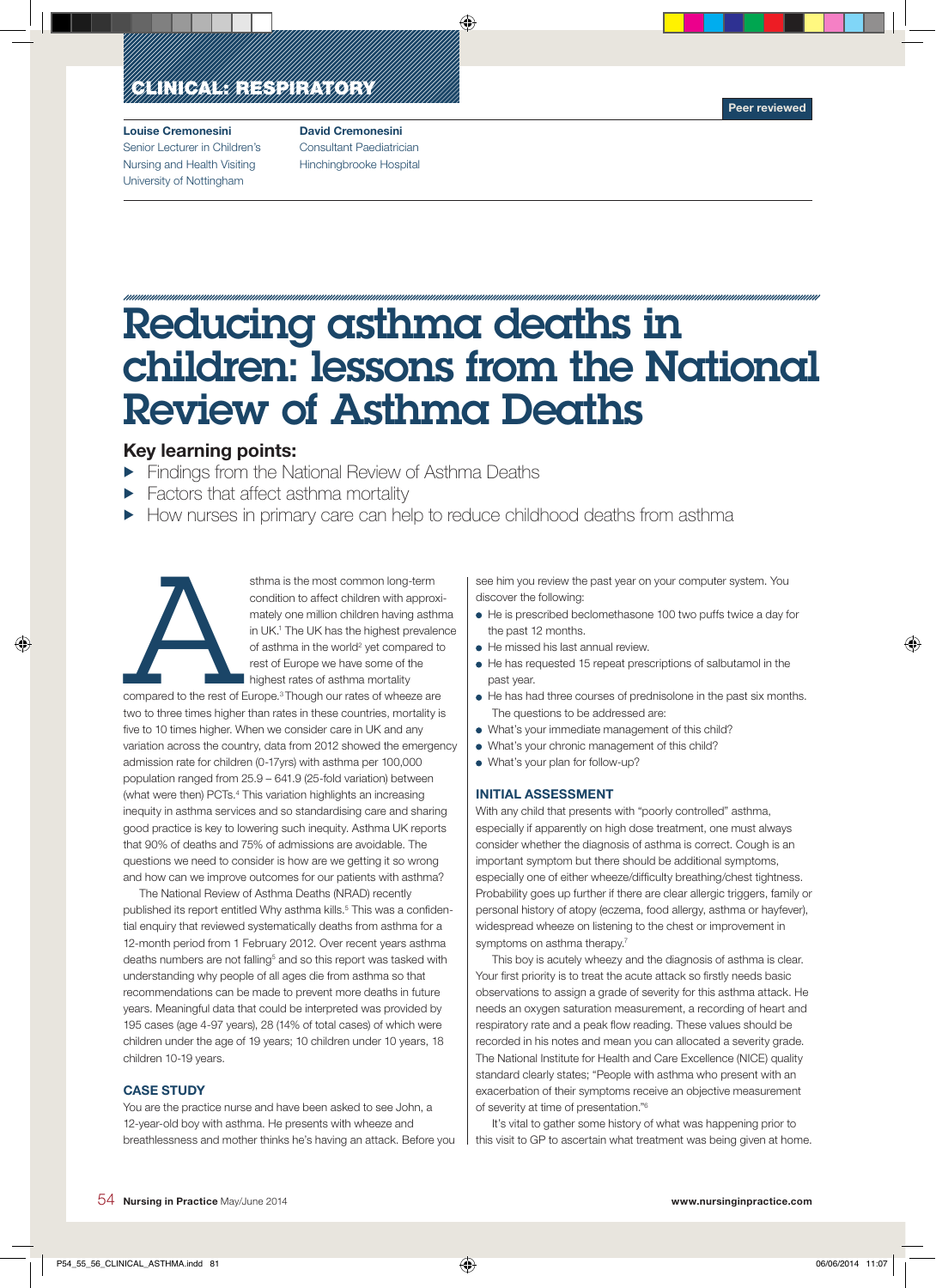CLINICAL: RESPIRATORY

Peer reviewed

**Louise Cremonesini**
Senior Lecturer in Children's Nursing and Health Visiting
University of Nottingham

**David Cremonesini**
Consultant Paediatrician
Hinchingbrooke Hospital

# Reducing asthma deaths in children: lessons from the National Review of Asthma Deaths

## Key learning points:

- Findings from the National Review of Asthma Deaths
- Factors that affect asthma mortality
- How nurses in primary care can help to reduce childhood deaths from asthma

Asthma is the most common long-term condition to affect children with approximately one million children having asthma in UK.[1] The UK has the highest prevalence of asthma in the world[2] yet compared to rest of Europe we have some of the highest rates of asthma mortality compared to the rest of Europe.[3] Though our rates of wheeze are two to three times higher than rates in these countries, mortality is five to 10 times higher. When we consider care in UK and any variation across the country, data from 2012 showed the emergency admission rate for children (0-17yrs) with asthma per 100,000 population ranged from 25.9 – 641.9 (25-fold variation) between (what were then) PCTs.[4] This variation highlights an increasing inequity in asthma services and so standardising care and sharing good practice is key to lowering such inequity. Asthma UK reports that 90% of deaths and 75% of admissions are avoidable. The questions we need to consider is how are we getting it so wrong and how can we improve outcomes for our patients with asthma?

The National Review of Asthma Deaths (NRAD) recently published its report entitled Why asthma kills.[5] This was a confidential enquiry that reviewed systematically deaths from asthma for a 12-month period from 1 February 2012. Over recent years asthma deaths numbers are not falling[5] and so this report was tasked with understanding why people of all ages die from asthma so that recommendations can be made to prevent more deaths in future years. Meaningful data that could be interpreted was provided by 195 cases (age 4-97 years), 28 (14% of total cases) of which were children under the age of 19 years; 10 children under 10 years, 18 children 10-19 years.

### CASE STUDY

You are the practice nurse and have been asked to see John, a 12-year-old boy with asthma. He presents with wheeze and breathlessness and mother thinks he's having an attack. Before you see him you review the past year on your computer system. You discover the following:

- He is prescribed beclomethasone 100 two puffs twice a day for the past 12 months.
- He missed his last annual review.
- He has requested 15 repeat prescriptions of salbutamol in the past year.
- He has had three courses of prednisolone in the past six months.

The questions to be addressed are:

- What's your immediate management of this child?
- What's your chronic management of this child?
- What's your plan for follow-up?

### INITIAL ASSESSMENT

With any child that presents with "poorly controlled" asthma, especially if apparently on high dose treatment, one must always consider whether the diagnosis of asthma is correct. Cough is an important symptom but there should be additional symptoms, especially one of either wheeze/difficulty breathing/chest tightness. Probability goes up further if there are clear allergic triggers, family or personal history of atopy (eczema, food allergy, asthma or hayfever), widespread wheeze on listening to the chest or improvement in symptoms on asthma therapy.[7]

This boy is acutely wheezy and the diagnosis of asthma is clear. Your first priority is to treat the acute attack so firstly needs basic observations to assign a grade of severity for this asthma attack. He needs an oxygen saturation measurement, a recording of heart and respiratory rate and a peak flow reading. These values should be recorded in his notes and mean you can allocated a severity grade. The National Institute for Health and Care Excellence (NICE) quality standard clearly states; "People with asthma who present with an exacerbation of their symptoms receive an objective measurement of severity at time of presentation."[6]

It's vital to gather some history of what was happening prior to this visit to GP to ascertain what treatment was being given at home.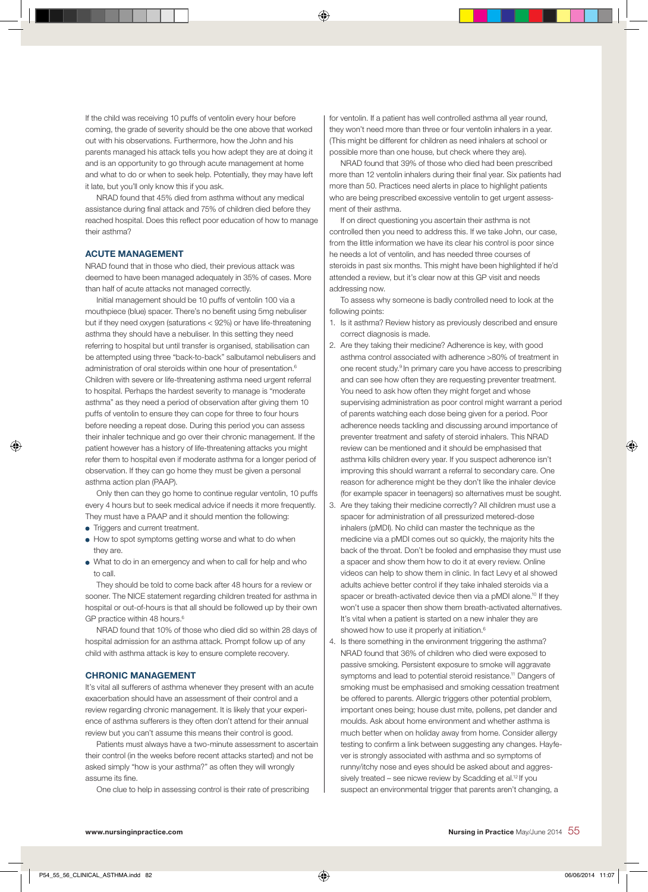If the child was receiving 10 puffs of ventolin every hour before coming, the grade of severity should be the one above that worked out with his observations. Furthermore, how the John and his parents managed his attack tells you how adept they are at doing it and is an opportunity to go through acute management at home and what to do or when to seek help. Potentially, they may have left it late, but you'll only know this if you ask.

NRAD found that 45% died from asthma without any medical assistance during final attack and 75% of children died before they reached hospital. Does this reflect poor education of how to manage their asthma?

## ACUTE MANAGEMENT

NRAD found that in those who died, their previous attack was deemed to have been managed adequately in 35% of cases. More than half of acute attacks not managed correctly.

Initial management should be 10 puffs of ventolin 100 via a mouthpiece (blue) spacer. There's no benefit using 5mg nebuliser but if they need oxygen (saturations < 92%) or have life-threatening asthma they should have a nebuliser. In this setting they need referring to hospital but until transfer is organised, stabilisation can be attempted using three "back-to-back" salbutamol nebulisers and administration of oral steroids within one hour of presentation.[6] Children with severe or life-threatening asthma need urgent referral to hospital. Perhaps the hardest severity to manage is "moderate asthma" as they need a period of observation after giving them 10 puffs of ventolin to ensure they can cope for three to four hours before needing a repeat dose. During this period you can assess their inhaler technique and go over their chronic management. If the patient however has a history of life-threatening attacks you might refer them to hospital even if moderate asthma for a longer period of observation. If they can go home they must be given a personal asthma action plan (PAAP).

Only then can they go home to continue regular ventolin, 10 puffs every 4 hours but to seek medical advice if needs it more frequently. They must have a PAAP and it should mention the following:

- Triggers and current treatment.
- How to spot symptoms getting worse and what to do when they are.
- What to do in an emergency and when to call for help and who to call.

They should be told to come back after 48 hours for a review or sooner. The NICE statement regarding children treated for asthma in hospital or out-of-hours is that all should be followed up by their own GP practice within 48 hours.[6]

NRAD found that 10% of those who died did so within 28 days of hospital admission for an asthma attack. Prompt follow up of any child with asthma attack is key to ensure complete recovery.

## CHRONIC MANAGEMENT

It's vital all sufferers of asthma whenever they present with an acute exacerbation should have an assessment of their control and a review regarding chronic management. It is likely that your experience of asthma sufferers is they often don't attend for their annual review but you can't assume this means their control is good.

Patients must always have a two-minute assessment to ascertain their control (in the weeks before recent attacks started) and not be asked simply "how is your asthma?" as often they will wrongly assume its fine.

One clue to help in assessing control is their rate of prescribing for ventolin. If a patient has well controlled asthma all year round, they won't need more than three or four ventolin inhalers in a year. (This might be different for children as need inhalers at school or possible more than one house, but check where they are).

NRAD found that 39% of those who died had been prescribed more than 12 ventolin inhalers during their final year. Six patients had more than 50. Practices need alerts in place to highlight patients who are being prescribed excessive ventolin to get urgent assessment of their asthma.

If on direct questioning you ascertain their asthma is not controlled then you need to address this. If we take John, our case, from the little information we have its clear his control is poor since he needs a lot of ventolin, and has needed three courses of steroids in past six months. This might have been highlighted if he'd attended a review, but it's clear now at this GP visit and needs addressing now.

To assess why someone is badly controlled need to look at the following points:

1. Is it asthma? Review history as previously described and ensure correct diagnosis is made.
2. Are they taking their medicine? Adherence is key, with good asthma control associated with adherence >80% of treatment in one recent study.[9] In primary care you have access to prescribing and can see how often they are requesting preventer treatment. You need to ask how often they might forget and whose supervising administration as poor control might warrant a period of parents watching each dose being given for a period. Poor adherence needs tackling and discussing around importance of preventer treatment and safety of steroid inhalers. This NRAD review can be mentioned and it should be emphasised that asthma kills children every year. If you suspect adherence isn't improving this should warrant a referral to secondary care. One reason for adherence might be they don't like the inhaler device (for example spacer in teenagers) so alternatives must be sought.
3. Are they taking their medicine correctly? All children must use a spacer for administration of all pressurized metered-dose inhalers (pMDI). No child can master the technique as the medicine via a pMDI comes out so quickly, the majority hits the back of the throat. Don't be fooled and emphasise they must use a spacer and show them how to do it at every review. Online videos can help to show them in clinic. In fact Levy et al showed adults achieve better control if they take inhaled steroids via a spacer or breath-activated device then via a pMDI alone.[10] If they won't use a spacer then show them breath-activated alternatives. It's vital when a patient is started on a new inhaler they are showed how to use it properly at initiation.[6]
4. Is there something in the environment triggering the asthma? NRAD found that 36% of children who died were exposed to passive smoking. Persistent exposure to smoke will aggravate symptoms and lead to potential steroid resistance.[11] Dangers of smoking must be emphasised and smoking cessation treatment be offered to parents. Allergic triggers other potential problem, important ones being; house dust mite, pollens, pet dander and moulds. Ask about home environment and whether asthma is much better when on holiday away from home. Consider allergy testing to confirm a link between suggesting any changes. Hayfever is strongly associated with asthma and so symptoms of runny/itchy nose and eyes should be asked about and aggressively treated – see nicwe review by Scadding et al.[12] If you suspect an environmental trigger that parents aren't changing, a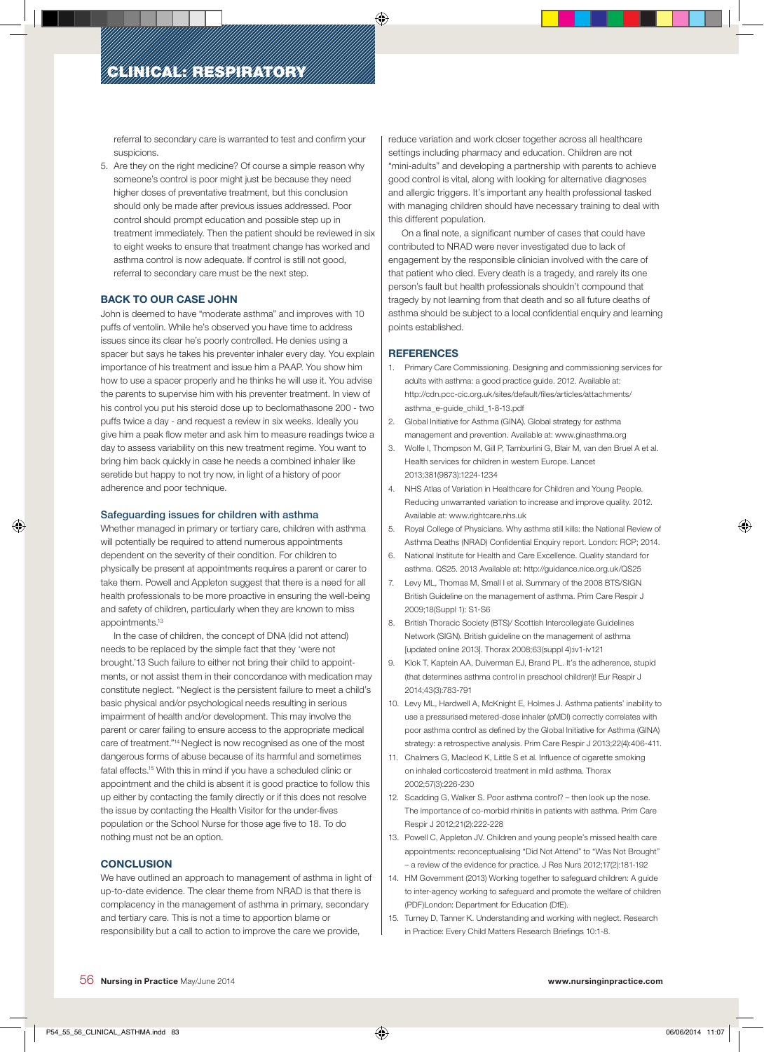referral to secondary care is warranted to test and confirm your suspicions.

5. Are they on the right medicine? Of course a simple reason why someone's control is poor might just be because they need higher doses of preventative treatment, but this conclusion should only be made after previous issues addressed. Poor control should prompt education and possible step up in treatment immediately. Then the patient should be reviewed in six to eight weeks to ensure that treatment change has worked and asthma control is now adequate. If control is still not good, referral to secondary care must be the next step.

## BACK TO OUR CASE JOHN

John is deemed to have "moderate asthma" and improves with 10 puffs of ventolin. While he's observed you have time to address issues since its clear he's poorly controlled. He denies using a spacer but says he takes his preventer inhaler every day. You explain importance of his treatment and issue him a PAAP. You show him how to use a spacer properly and he thinks he will use it. You advise the parents to supervise him with his preventer treatment. In view of his control you put his steroid dose up to beclomathasone 200 - two puffs twice a day - and request a review in six weeks. Ideally you give him a peak flow meter and ask him to measure readings twice a day to assess variability on this new treatment regime. You want to bring him back quickly in case he needs a combined inhaler like seretide but happy to not try now, in light of a history of poor adherence and poor technique.

### Safeguarding issues for children with asthma

Whether managed in primary or tertiary care, children with asthma will potentially be required to attend numerous appointments dependent on the severity of their condition. For children to physically be present at appointments requires a parent or carer to take them. Powell and Appleton suggest that there is a need for all health professionals to be more proactive in ensuring the well-being and safety of children, particularly when they are known to miss appointments.[13]

In the case of children, the concept of DNA (did not attend) needs to be replaced by the simple fact that they 'were not brought.'13 Such failure to either not bring their child to appointments, or not assist them in their concordance with medication may constitute neglect. "Neglect is the persistent failure to meet a child's basic physical and/or psychological needs resulting in serious impairment of health and/or development. This may involve the parent or carer failing to ensure access to the appropriate medical care of treatment."[14] Neglect is now recognised as one of the most dangerous forms of abuse because of its harmful and sometimes fatal effects.[15] With this in mind if you have a scheduled clinic or appointment and the child is absent it is good practice to follow this up either by contacting the family directly or if this does not resolve the issue by contacting the Health Visitor for the under-fives population or the School Nurse for those age five to 18. To do nothing must not be an option.

## CONCLUSION

We have outlined an approach to management of asthma in light of up-to-date evidence. The clear theme from NRAD is that there is complacency in the management of asthma in primary, secondary and tertiary care. This is not a time to apportion blame or responsibility but a call to action to improve the care we provide, reduce variation and work closer together across all healthcare settings including pharmacy and education. Children are not "mini-adults" and developing a partnership with parents to achieve good control is vital, along with looking for alternative diagnoses and allergic triggers. It's important any health professional tasked with managing children should have necessary training to deal with this different population.

On a final note, a significant number of cases that could have contributed to NRAD were never investigated due to lack of engagement by the responsible clinician involved with the care of that patient who died. Every death is a tragedy, and rarely its one person's fault but health professionals shouldn't compound that tragedy by not learning from that death and so all future deaths of asthma should be subject to a local confidential enquiry and learning points established.

## REFERENCES

1. Primary Care Commissioning. Designing and commissioning services for adults with asthma: a good practice guide. 2012. Available at: http://cdn.pcc-cic.org.uk/sites/default/files/articles/attachments/asthma_e-guide_child_1-8-13.pdf
2. Global Initiative for Asthma (GINA). Global strategy for asthma management and prevention. Available at: www.ginasthma.org
3. Wolfe I, Thompson M, Gill P, Tamburlini G, Blair M, van den Bruel A et al. Health services for children in western Europe. Lancet 2013;381(9873):1224-1234
4. NHS Atlas of Variation in Healthcare for Children and Young People. Reducing unwarranted variation to increase and improve quality. 2012. Available at: www.rightcare.nhs.uk
5. Royal College of Physicians. Why asthma still kills: the National Review of Asthma Deaths (NRAD) Confidential Enquiry report. London: RCP; 2014.
6. National Institute for Health and Care Excellence. Quality standard for asthma. QS25. 2013 Available at: http://guidance.nice.org.uk/QS25
7. Levy ML, Thomas M, Small I et al. Summary of the 2008 BTS/SIGN British Guideline on the management of asthma. Prim Care Respir J 2009;18(Suppl 1): S1-S6
8. British Thoracic Society (BTS)/ Scottish Intercollegiate Guidelines Network (SIGN). British guideline on the management of asthma [updated online 2013]. Thorax 2008;63(suppl 4):iv1-iv121
9. Klok T, Kaptein AA, Duiverman EJ, Brand PL. It's the adherence, stupid (that determines asthma control in preschool children)! Eur Respir J 2014;43(3):783-791
10. Levy ML, Hardwell A, McKnight E, Holmes J. Asthma patients' inability to use a pressurised metered-dose inhaler (pMDI) correctly correlates with poor asthma control as defined by the Global Initiative for Asthma (GINA) strategy: a retrospective analysis. Prim Care Respir J 2013;22(4):406-411.
11. Chalmers G, Macleod K, Little S et al. Influence of cigarette smoking on inhaled corticosteroid treatment in mild asthma. Thorax 2002;57(3):226-230
12. Scadding G, Walker S. Poor asthma control? – then look up the nose. The importance of co-morbid rhinitis in patients with asthma. Prim Care Respir J 2012;21(2):222-228
13. Powell C, Appleton JV. Children and young people's missed health care appointments: reconceptualising "Did Not Attend" to "Was Not Brought" – a review of the evidence for practice. J Res Nurs 2012;17(2):181-192
14. HM Government (2013) Working together to safeguard children: A guide to inter-agency working to safeguard and promote the welfare of children (PDF)London: Department for Education (DfE).
15. Turney D, Tanner K. Understanding and working with neglect. Research in Practice: Every Child Matters Research Briefings 10:1-8.